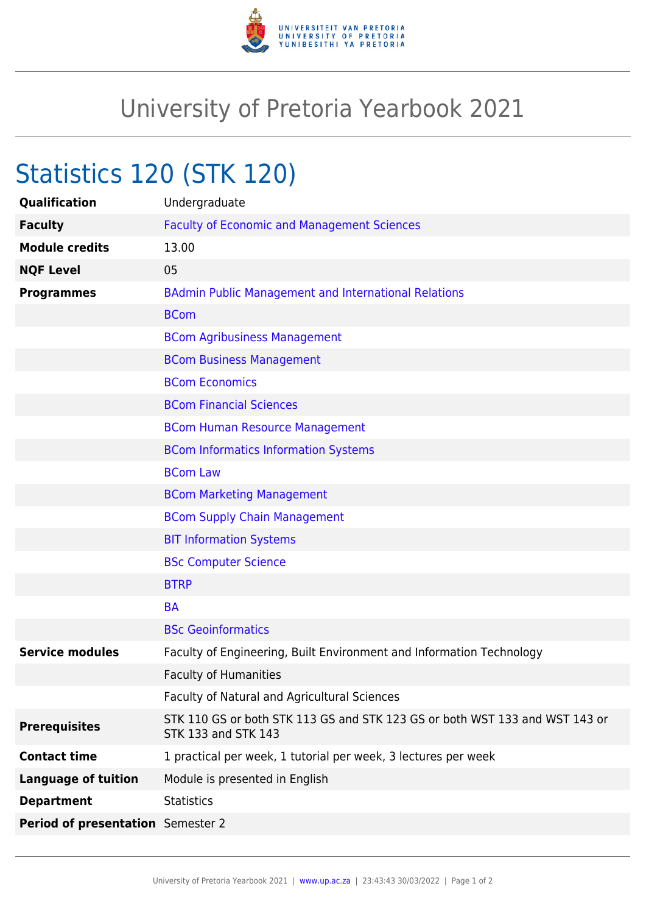# University of Pretoria Yearbook 2021

## Statistics 120 (STK 120)

| | |
|---|---|
| **Qualification** | Undergraduate |
| **Faculty** | Faculty of Economic and Management Sciences |
| **Module credits** | 13.00 |
| **NQF Level** | 05 |
| **Programmes** | BAdmin Public Management and International Relations |
| | BCom |
| | BCom Agribusiness Management |
| | BCom Business Management |
| | BCom Economics |
| | BCom Financial Sciences |
| | BCom Human Resource Management |
| | BCom Informatics Information Systems |
| | BCom Law |
| | BCom Marketing Management |
| | BCom Supply Chain Management |
| | BIT Information Systems |
| | BSc Computer Science |
| | BTRP |
| | BA |
| | BSc Geoinformatics |
| **Service modules** | Faculty of Engineering, Built Environment and Information Technology |
| | Faculty of Humanities |
| | Faculty of Natural and Agricultural Sciences |
| **Prerequisites** | STK 110 GS or both STK 113 GS and STK 123 GS or both WST 133 and WST 143 or STK 133 and STK 143 |
| **Contact time** | 1 practical per week, 1 tutorial per week, 3 lectures per week |
| **Language of tuition** | Module is presented in English |
| **Department** | Statistics |
| **Period of presentation** | Semester 2 |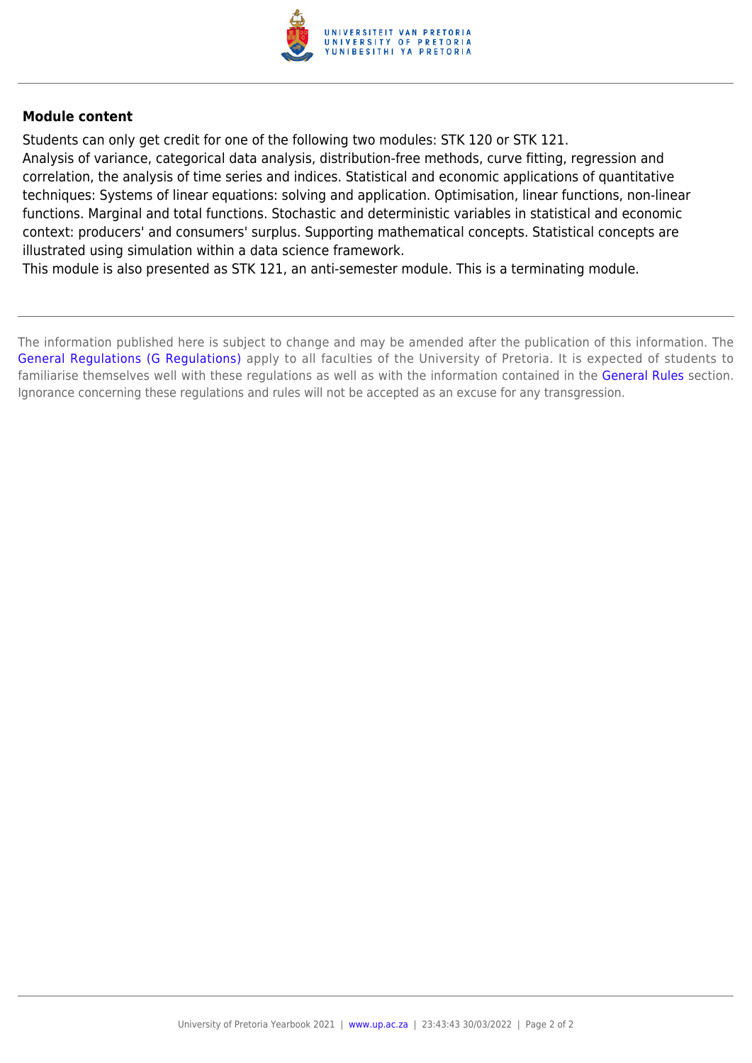**Module content**

Students can only get credit for one of the following two modules: STK 120 or STK 121.
Analysis of variance, categorical data analysis, distribution-free methods, curve fitting, regression and correlation, the analysis of time series and indices. Statistical and economic applications of quantitative techniques: Systems of linear equations: solving and application. Optimisation, linear functions, non-linear functions. Marginal and total functions. Stochastic and deterministic variables in statistical and economic context: producers' and consumers' surplus. Supporting mathematical concepts. Statistical concepts are illustrated using simulation within a data science framework.
This module is also presented as STK 121, an anti-semester module. This is a terminating module.

The information published here is subject to change and may be amended after the publication of this information. The General Regulations (G Regulations) apply to all faculties of the University of Pretoria. It is expected of students to familiarise themselves well with these regulations as well as with the information contained in the General Rules section. Ignorance concerning these regulations and rules will not be accepted as an excuse for any transgression.